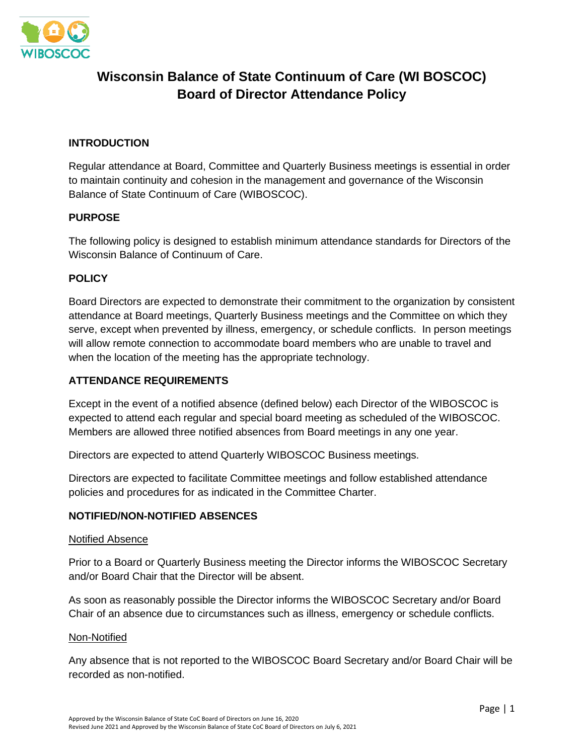# Wisconsin Balance of State Continuum of Care (WI BOSCOC) Board of Director Attendance Policy

## INTRODUCTION

Regular attendance at Board, Committee and Quarterly Business meetings is essential in order to maintain continuity and cohesion in the management and governance of the Wisconsin Balance of State Continuum of Care (WIBOSCOC).

## PURPOSE

The following policy is designed to establish minimum attendance standards for Directors of the Wisconsin Balance of Continuum of Care.

## POLICY

Board Directors are expected to demonstrate their commitment to the organization by consistent attendance at Board meetings, Quarterly Business meetings and the Committee on which they serve, except when prevented by illness, emergency, or schedule conflicts. In person meetings will allow remote connection to accommodate board members who are unable to travel and when the location of the meeting has the appropriate technology.

## ATTENDANCE REQUIREMENTS

Except in the event of a notified absence (defined below) each Director of the WIBOSCOC is expected to attend each regular and special board meeting as scheduled of the WIBOSCOC. Members are allowed three notified absences from Board meetings in any one year.

Directors are expected to attend Quarterly WIBOSCOC Business meetings.

Directors are expected to facilitate Committee meetings and follow established attendance policies and procedures for as indicated in the Committee Charter.

## NOTIFIED/NON-NOTIFIED ABSENCES

### Notified Absence

Prior to a Board or Quarterly Business meeting the Director informs the WIBOSCOC Secretary and/or Board Chair that the Director will be absent.

As soon as reasonably possible the Director informs the WIBOSCOC Secretary and/or Board Chair of an absence due to circumstances such as illness, emergency or schedule conflicts.

### Non-Notified

Any absence that is not reported to the WIBOSCOC Board Secretary and/or Board Chair will be recorded as non-notified.

Approved by the Wisconsin Balance of State CoC Board of Directors on June 16, 2020
Revised June 2021 and Approved by the Wisconsin Balance of State CoC Board of Directors on July 6, 2021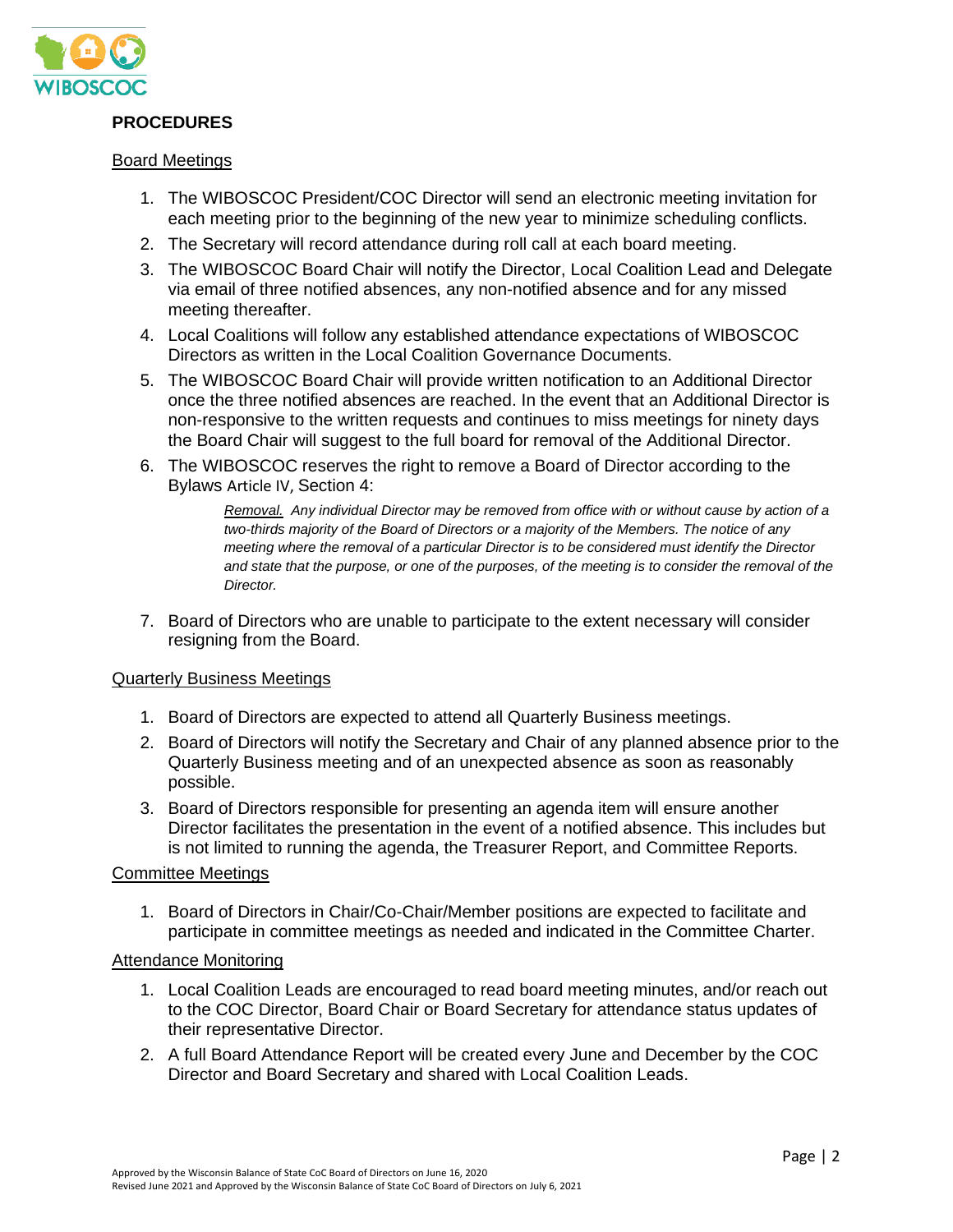**PROCEDURES**

Board Meetings

1. The WIBOSCOC President/COC Director will send an electronic meeting invitation for each meeting prior to the beginning of the new year to minimize scheduling conflicts.
2. The Secretary will record attendance during roll call at each board meeting.
3. The WIBOSCOC Board Chair will notify the Director, Local Coalition Lead and Delegate via email of three notified absences, any non-notified absence and for any missed meeting thereafter.
4. Local Coalitions will follow any established attendance expectations of WIBOSCOC Directors as written in the Local Coalition Governance Documents.
5. The WIBOSCOC Board Chair will provide written notification to an Additional Director once the three notified absences are reached. In the event that an Additional Director is non-responsive to the written requests and continues to miss meetings for ninety days the Board Chair will suggest to the full board for removal of the Additional Director.
6. The WIBOSCOC reserves the right to remove a Board of Director according to the Bylaws Article IV, Section 4:

   > *Removal. Any individual Director may be removed from office with or without cause by action of a two-thirds majority of the Board of Directors or a majority of the Members. The notice of any meeting where the removal of a particular Director is to be considered must identify the Director and state that the purpose, or one of the purposes, of the meeting is to consider the removal of the Director.*

7. Board of Directors who are unable to participate to the extent necessary will consider resigning from the Board.

Quarterly Business Meetings

1. Board of Directors are expected to attend all Quarterly Business meetings.
2. Board of Directors will notify the Secretary and Chair of any planned absence prior to the Quarterly Business meeting and of an unexpected absence as soon as reasonably possible.
3. Board of Directors responsible for presenting an agenda item will ensure another Director facilitates the presentation in the event of a notified absence. This includes but is not limited to running the agenda, the Treasurer Report, and Committee Reports.

Committee Meetings

1. Board of Directors in Chair/Co-Chair/Member positions are expected to facilitate and participate in committee meetings as needed and indicated in the Committee Charter.

Attendance Monitoring

1. Local Coalition Leads are encouraged to read board meeting minutes, and/or reach out to the COC Director, Board Chair or Board Secretary for attendance status updates of their representative Director.
2. A full Board Attendance Report will be created every June and December by the COC Director and Board Secretary and shared with Local Coalition Leads.

Approved by the Wisconsin Balance of State CoC Board of Directors on June 16, 2020
Revised June 2021 and Approved by the Wisconsin Balance of State CoC Board of Directors on July 6, 2021